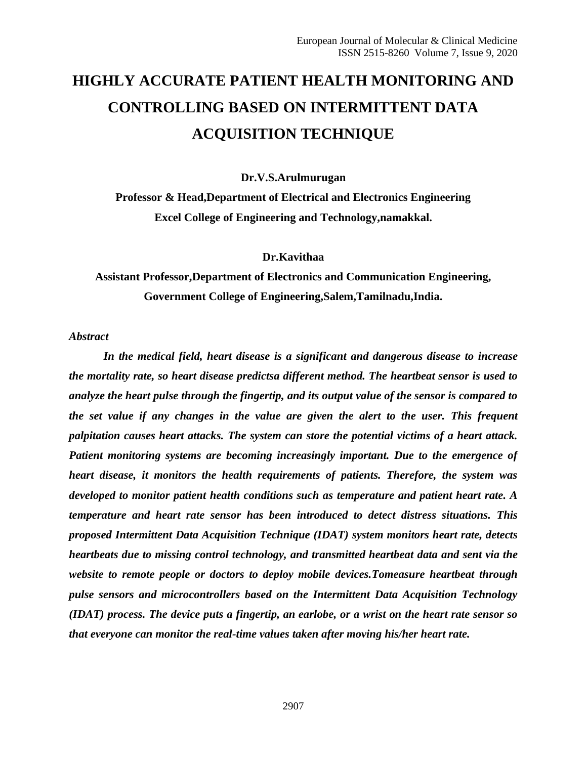# HIGHLY ACCURATE PATIENT HEALTH MONITORING AND CONTROLLING BASED ON INTERMITTENT DATA ACQUISITION TECHNIQUE

**Dr.V.S.Arulmurugan**

**Professor & Head,Department of Electrical and Electronics Engineering**
**Excel College of Engineering and Technology,namakkal.**

**Dr.Kavithaa**

**Assistant Professor,Department of Electronics and Communication Engineering,**
**Government College of Engineering,Salem,Tamilnadu,India.**

*Abstract*

***In the medical field, heart disease is a significant and dangerous disease to increase the mortality rate, so heart disease predictsa different method. The heartbeat sensor is used to analyze the heart pulse through the fingertip, and its output value of the sensor is compared to the set value if any changes in the value are given the alert to the user. This frequent palpitation causes heart attacks. The system can store the potential victims of a heart attack. Patient monitoring systems are becoming increasingly important. Due to the emergence of heart disease, it monitors the health requirements of patients. Therefore, the system was developed to monitor patient health conditions such as temperature and patient heart rate. A temperature and heart rate sensor has been introduced to detect distress situations. This proposed Intermittent Data Acquisition Technique (IDAT) system monitors heart rate, detects heartbeats due to missing control technology, and transmitted heartbeat data and sent via the website to remote people or doctors to deploy mobile devices.Tomeasure heartbeat through pulse sensors and microcontrollers based on the Intermittent Data Acquisition Technology (IDAT) process. The device puts a fingertip, an earlobe, or a wrist on the heart rate sensor so that everyone can monitor the real-time values taken after moving his/her heart rate.***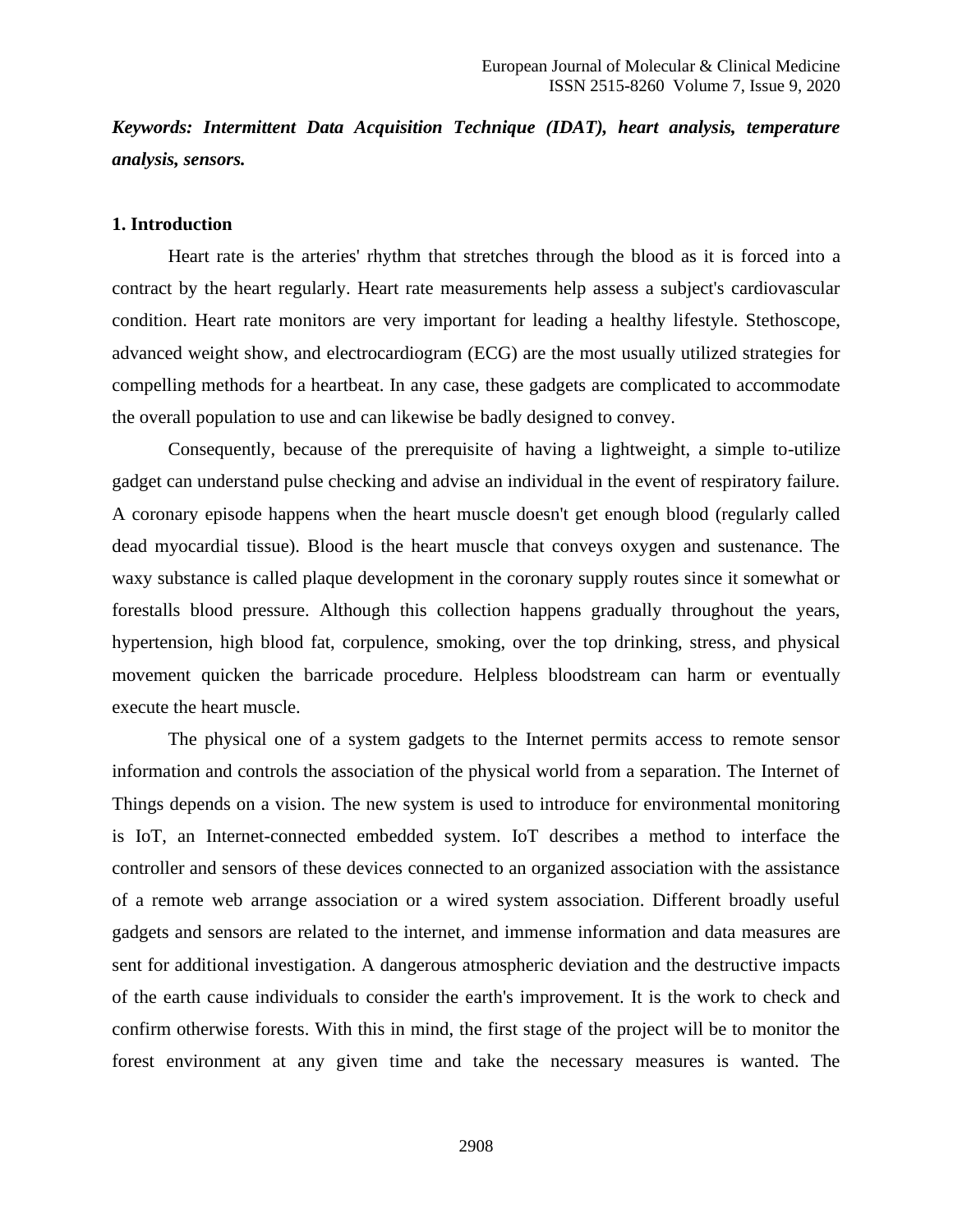***Keywords: Intermittent Data Acquisition Technique (IDAT), heart analysis, temperature analysis, sensors.***

## 1. Introduction

Heart rate is the arteries' rhythm that stretches through the blood as it is forced into a contract by the heart regularly. Heart rate measurements help assess a subject's cardiovascular condition. Heart rate monitors are very important for leading a healthy lifestyle. Stethoscope, advanced weight show, and electrocardiogram (ECG) are the most usually utilized strategies for compelling methods for a heartbeat. In any case, these gadgets are complicated to accommodate the overall population to use and can likewise be badly designed to convey.

Consequently, because of the prerequisite of having a lightweight, a simple to-utilize gadget can understand pulse checking and advise an individual in the event of respiratory failure. A coronary episode happens when the heart muscle doesn't get enough blood (regularly called dead myocardial tissue). Blood is the heart muscle that conveys oxygen and sustenance. The waxy substance is called plaque development in the coronary supply routes since it somewhat or forestalls blood pressure. Although this collection happens gradually throughout the years, hypertension, high blood fat, corpulence, smoking, over the top drinking, stress, and physical movement quicken the barricade procedure. Helpless bloodstream can harm or eventually execute the heart muscle.

The physical one of a system gadgets to the Internet permits access to remote sensor information and controls the association of the physical world from a separation. The Internet of Things depends on a vision. The new system is used to introduce for environmental monitoring is IoT, an Internet-connected embedded system. IoT describes a method to interface the controller and sensors of these devices connected to an organized association with the assistance of a remote web arrange association or a wired system association. Different broadly useful gadgets and sensors are related to the internet, and immense information and data measures are sent for additional investigation. A dangerous atmospheric deviation and the destructive impacts of the earth cause individuals to consider the earth's improvement. It is the work to check and confirm otherwise forests. With this in mind, the first stage of the project will be to monitor the forest environment at any given time and take the necessary measures is wanted. The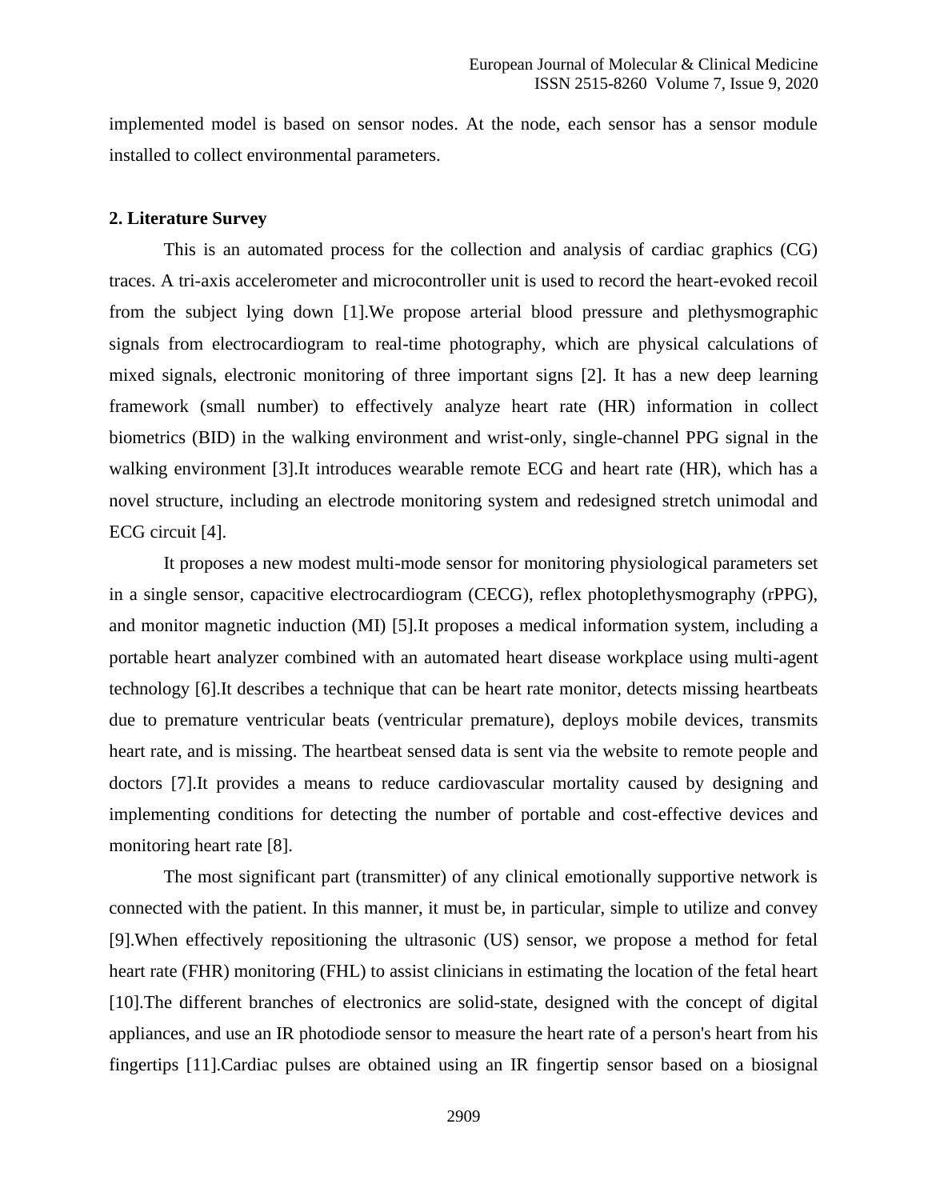implemented model is based on sensor nodes. At the node, each sensor has a sensor module installed to collect environmental parameters.

## 2. Literature Survey

This is an automated process for the collection and analysis of cardiac graphics (CG) traces. A tri-axis accelerometer and microcontroller unit is used to record the heart-evoked recoil from the subject lying down [1].We propose arterial blood pressure and plethysmographic signals from electrocardiogram to real-time photography, which are physical calculations of mixed signals, electronic monitoring of three important signs [2]. It has a new deep learning framework (small number) to effectively analyze heart rate (HR) information in collect biometrics (BID) in the walking environment and wrist-only, single-channel PPG signal in the walking environment [3].It introduces wearable remote ECG and heart rate (HR), which has a novel structure, including an electrode monitoring system and redesigned stretch unimodal and ECG circuit [4].

It proposes a new modest multi-mode sensor for monitoring physiological parameters set in a single sensor, capacitive electrocardiogram (CECG), reflex photoplethysmography (rPPG), and monitor magnetic induction (MI) [5].It proposes a medical information system, including a portable heart analyzer combined with an automated heart disease workplace using multi-agent technology [6].It describes a technique that can be heart rate monitor, detects missing heartbeats due to premature ventricular beats (ventricular premature), deploys mobile devices, transmits heart rate, and is missing. The heartbeat sensed data is sent via the website to remote people and doctors [7].It provides a means to reduce cardiovascular mortality caused by designing and implementing conditions for detecting the number of portable and cost-effective devices and monitoring heart rate [8].

The most significant part (transmitter) of any clinical emotionally supportive network is connected with the patient. In this manner, it must be, in particular, simple to utilize and convey [9].When effectively repositioning the ultrasonic (US) sensor, we propose a method for fetal heart rate (FHR) monitoring (FHL) to assist clinicians in estimating the location of the fetal heart [10].The different branches of electronics are solid-state, designed with the concept of digital appliances, and use an IR photodiode sensor to measure the heart rate of a person's heart from his fingertips [11].Cardiac pulses are obtained using an IR fingertip sensor based on a biosignal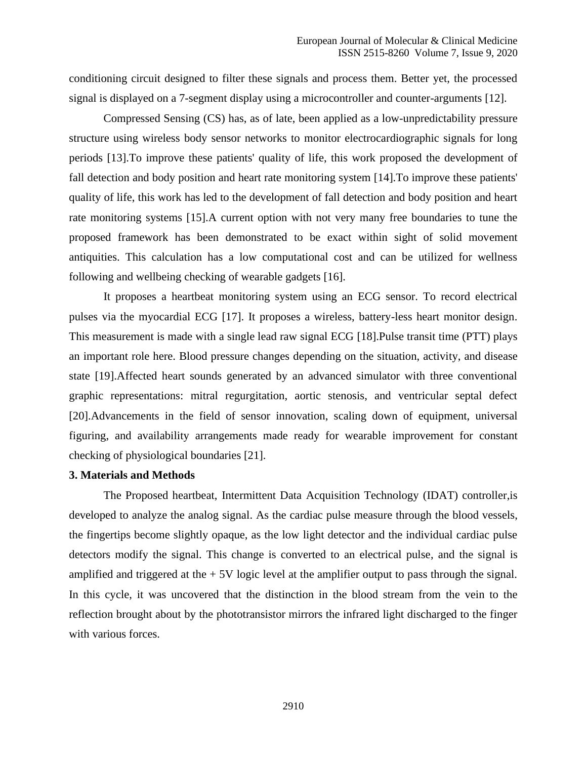conditioning circuit designed to filter these signals and process them. Better yet, the processed signal is displayed on a 7-segment display using a microcontroller and counter-arguments [12].

Compressed Sensing (CS) has, as of late, been applied as a low-unpredictability pressure structure using wireless body sensor networks to monitor electrocardiographic signals for long periods [13].To improve these patients' quality of life, this work proposed the development of fall detection and body position and heart rate monitoring system [14].To improve these patients' quality of life, this work has led to the development of fall detection and body position and heart rate monitoring systems [15].A current option with not very many free boundaries to tune the proposed framework has been demonstrated to be exact within sight of solid movement antiquities. This calculation has a low computational cost and can be utilized for wellness following and wellbeing checking of wearable gadgets [16].

It proposes a heartbeat monitoring system using an ECG sensor. To record electrical pulses via the myocardial ECG [17]. It proposes a wireless, battery-less heart monitor design. This measurement is made with a single lead raw signal ECG [18].Pulse transit time (PTT) plays an important role here. Blood pressure changes depending on the situation, activity, and disease state [19].Affected heart sounds generated by an advanced simulator with three conventional graphic representations: mitral regurgitation, aortic stenosis, and ventricular septal defect [20].Advancements in the field of sensor innovation, scaling down of equipment, universal figuring, and availability arrangements made ready for wearable improvement for constant checking of physiological boundaries [21].

## 3. Materials and Methods

The Proposed heartbeat, Intermittent Data Acquisition Technology (IDAT) controller,is developed to analyze the analog signal. As the cardiac pulse measure through the blood vessels, the fingertips become slightly opaque, as the low light detector and the individual cardiac pulse detectors modify the signal. This change is converted to an electrical pulse, and the signal is amplified and triggered at the + 5V logic level at the amplifier output to pass through the signal. In this cycle, it was uncovered that the distinction in the blood stream from the vein to the reflection brought about by the phototransistor mirrors the infrared light discharged to the finger with various forces.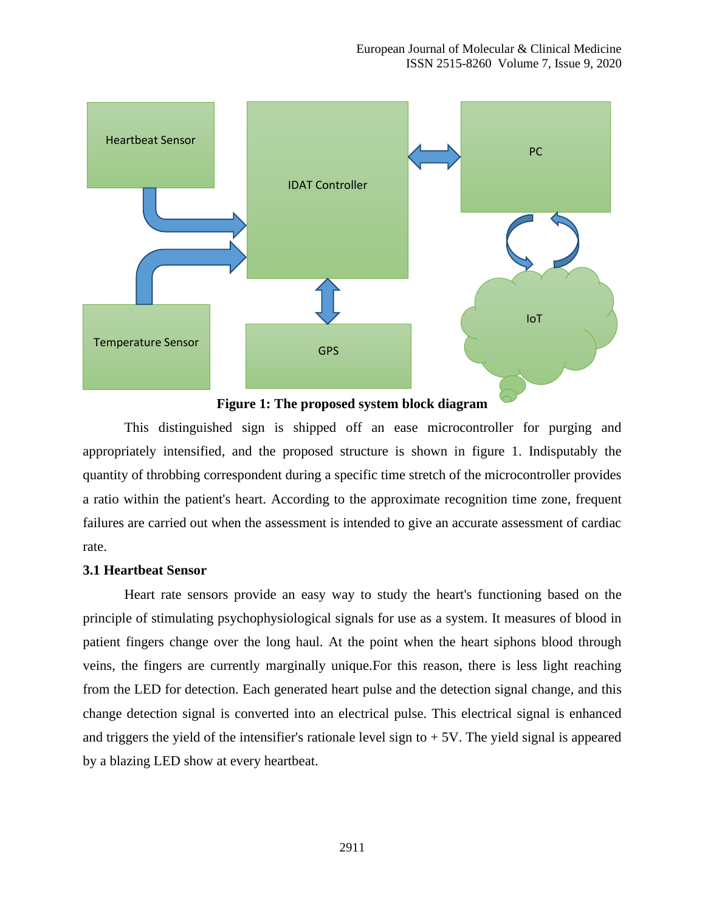**Figure 1: The proposed system block diagram**

This distinguished sign is shipped off an ease microcontroller for purging and appropriately intensified, and the proposed structure is shown in figure 1. Indisputably the quantity of throbbing correspondent during a specific time stretch of the microcontroller provides a ratio within the patient's heart. According to the approximate recognition time zone, frequent failures are carried out when the assessment is intended to give an accurate assessment of cardiac rate.

### 3.1 Heartbeat Sensor

Heart rate sensors provide an easy way to study the heart's functioning based on the principle of stimulating psychophysiological signals for use as a system. It measures of blood in patient fingers change over the long haul. At the point when the heart siphons blood through veins, the fingers are currently marginally unique.For this reason, there is less light reaching from the LED for detection. Each generated heart pulse and the detection signal change, and this change detection signal is converted into an electrical pulse. This electrical signal is enhanced and triggers the yield of the intensifier's rationale level sign to + 5V. The yield signal is appeared by a blazing LED show at every heartbeat.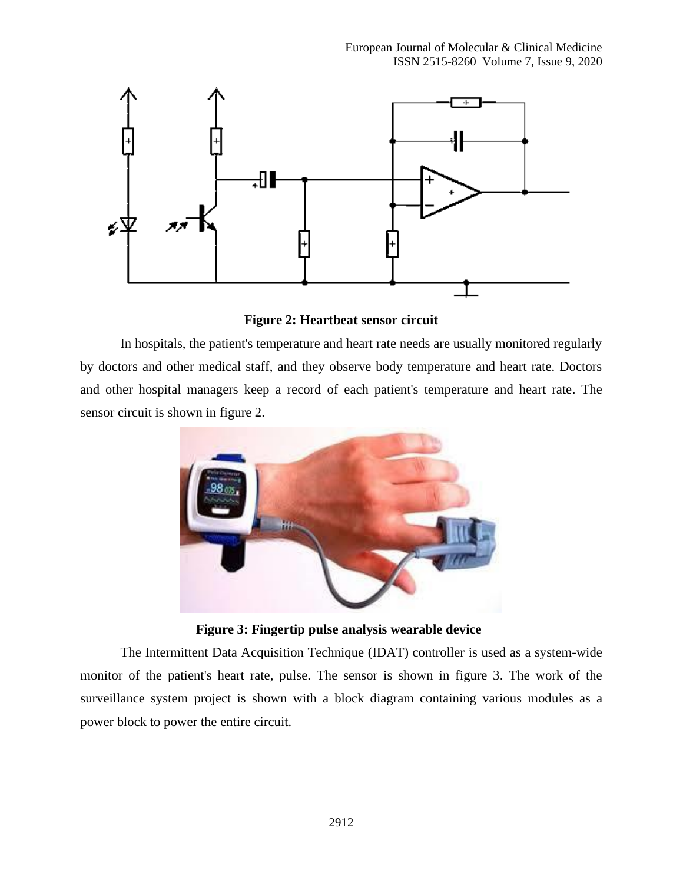**Figure 2: Heartbeat sensor circuit**

In hospitals, the patient's temperature and heart rate needs are usually monitored regularly by doctors and other medical staff, and they observe body temperature and heart rate. Doctors and other hospital managers keep a record of each patient's temperature and heart rate. The sensor circuit is shown in figure 2.

**Figure 3: Fingertip pulse analysis wearable device**

The Intermittent Data Acquisition Technique (IDAT) controller is used as a system-wide monitor of the patient's heart rate, pulse. The sensor is shown in figure 3. The work of the surveillance system project is shown with a block diagram containing various modules as a power block to power the entire circuit.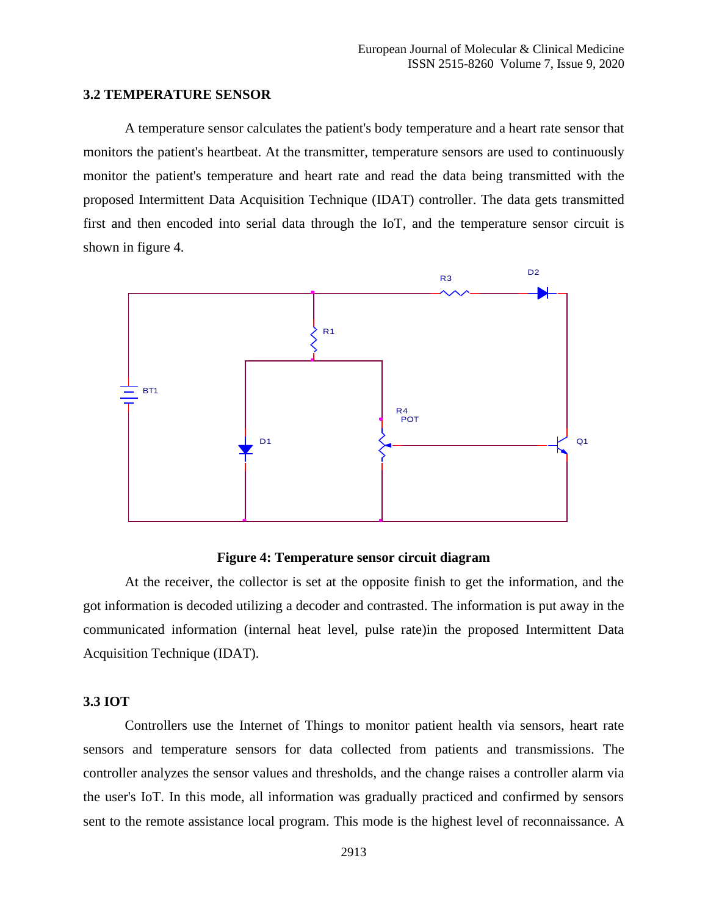### 3.2 TEMPERATURE SENSOR

A temperature sensor calculates the patient's body temperature and a heart rate sensor that monitors the patient's heartbeat. At the transmitter, temperature sensors are used to continuously monitor the patient's temperature and heart rate and read the data being transmitted with the proposed Intermittent Data Acquisition Technique (IDAT) controller. The data gets transmitted first and then encoded into serial data through the IoT, and the temperature sensor circuit is shown in figure 4.

**Figure 4: Temperature sensor circuit diagram**

At the receiver, the collector is set at the opposite finish to get the information, and the got information is decoded utilizing a decoder and contrasted. The information is put away in the communicated information (internal heat level, pulse rate)in the proposed Intermittent Data Acquisition Technique (IDAT).

### 3.3 IOT

Controllers use the Internet of Things to monitor patient health via sensors, heart rate sensors and temperature sensors for data collected from patients and transmissions. The controller analyzes the sensor values and thresholds, and the change raises a controller alarm via the user's IoT. In this mode, all information was gradually practiced and confirmed by sensors sent to the remote assistance local program. This mode is the highest level of reconnaissance. A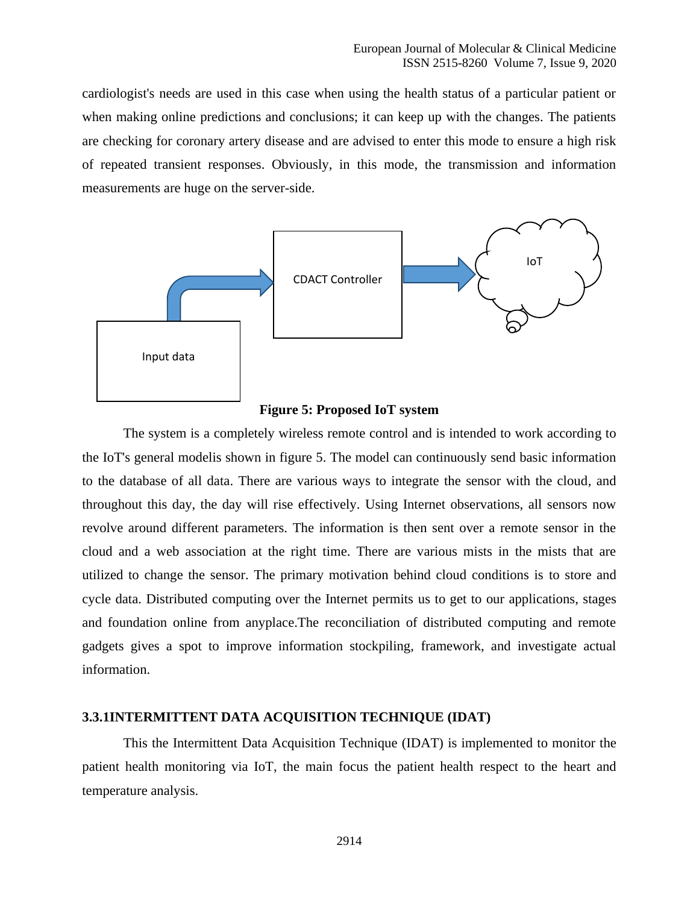cardiologist's needs are used in this case when using the health status of a particular patient or when making online predictions and conclusions; it can keep up with the changes. The patients are checking for coronary artery disease and are advised to enter this mode to ensure a high risk of repeated transient responses. Obviously, in this mode, the transmission and information measurements are huge on the server-side.

**Figure 5: Proposed IoT system**

The system is a completely wireless remote control and is intended to work according to the IoT's general modelis shown in figure 5. The model can continuously send basic information to the database of all data. There are various ways to integrate the sensor with the cloud, and throughout this day, the day will rise effectively. Using Internet observations, all sensors now revolve around different parameters. The information is then sent over a remote sensor in the cloud and a web association at the right time. There are various mists in the mists that are utilized to change the sensor. The primary motivation behind cloud conditions is to store and cycle data. Distributed computing over the Internet permits us to get to our applications, stages and foundation online from anyplace.The reconciliation of distributed computing and remote gadgets gives a spot to improve information stockpiling, framework, and investigate actual information.

### 3.3.1INTERMITTENT DATA ACQUISITION TECHNIQUE (IDAT)

This the Intermittent Data Acquisition Technique (IDAT) is implemented to monitor the patient health monitoring via IoT, the main focus the patient health respect to the heart and temperature analysis.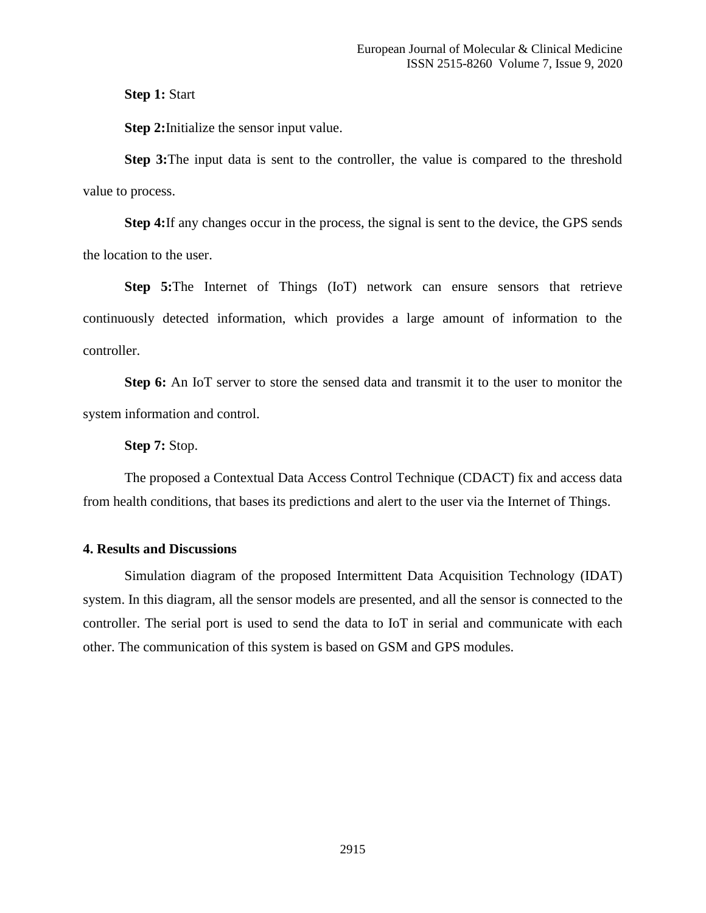**Step 1:** Start

**Step 2:**Initialize the sensor input value.

**Step 3:**The input data is sent to the controller, the value is compared to the threshold value to process.

**Step 4:**If any changes occur in the process, the signal is sent to the device, the GPS sends the location to the user.

**Step 5:**The Internet of Things (IoT) network can ensure sensors that retrieve continuously detected information, which provides a large amount of information to the controller.

**Step 6:** An IoT server to store the sensed data and transmit it to the user to monitor the system information and control.

**Step 7:** Stop.

The proposed a Contextual Data Access Control Technique (CDACT) fix and access data from health conditions, that bases its predictions and alert to the user via the Internet of Things.

## 4. Results and Discussions

Simulation diagram of the proposed Intermittent Data Acquisition Technology (IDAT) system. In this diagram, all the sensor models are presented, and all the sensor is connected to the controller. The serial port is used to send the data to IoT in serial and communicate with each other. The communication of this system is based on GSM and GPS modules.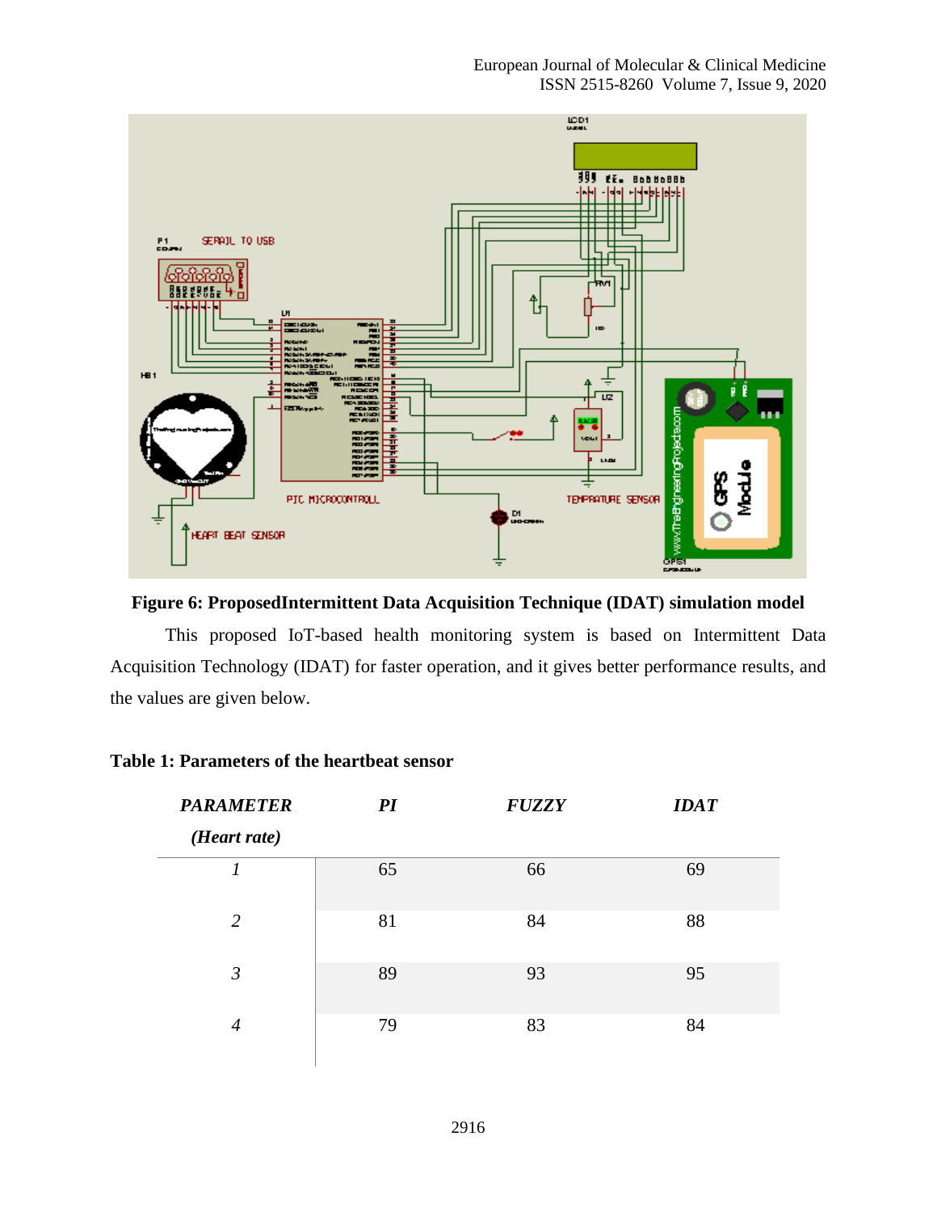**Figure 6: ProposedIntermittent Data Acquisition Technique (IDAT) simulation model**

This proposed IoT-based health monitoring system is based on Intermittent Data Acquisition Technology (IDAT) for faster operation, and it gives better performance results, and the values are given below.

**Table 1: Parameters of the heartbeat sensor**

| *PARAMETER (Heart rate)* | *PI* | *FUZZY* | *IDAT* |
|---|---|---|---|
| *1* | 65 | 66 | 69 |
| *2* | 81 | 84 | 88 |
| *3* | 89 | 93 | 95 |
| *4* | 79 | 83 | 84 |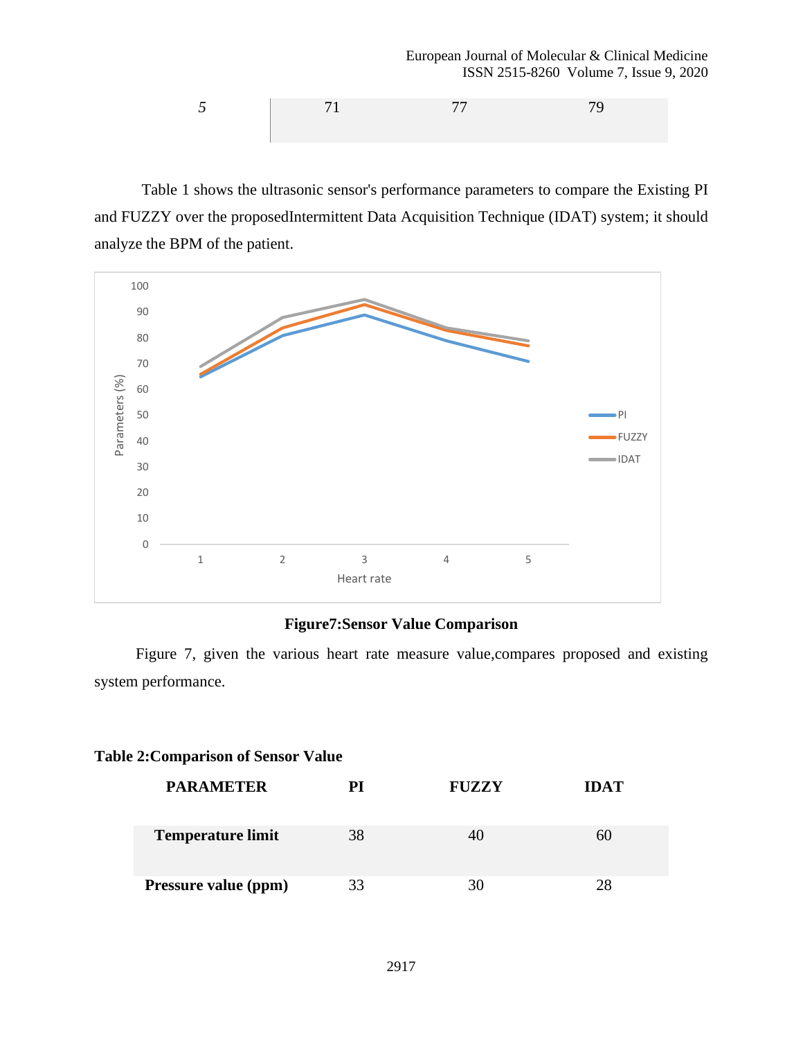| 5 | 71 | 77 | 79 |
|---|---|---|---|

Table 1 shows the ultrasonic sensor's performance parameters to compare the Existing PI and FUZZY over the proposedIntermittent Data Acquisition Technique (IDAT) system; it should analyze the BPM of the patient.

**Figure7:Sensor Value Comparison**

Figure 7, given the various heart rate measure value,compares proposed and existing system performance.

**Table 2:Comparison of Sensor Value**

| PARAMETER | PI | FUZZY | IDAT |
|---|---|---|---|
| **Temperature limit** | 38 | 40 | 60 |
| **Pressure value (ppm)** | 33 | 30 | 28 |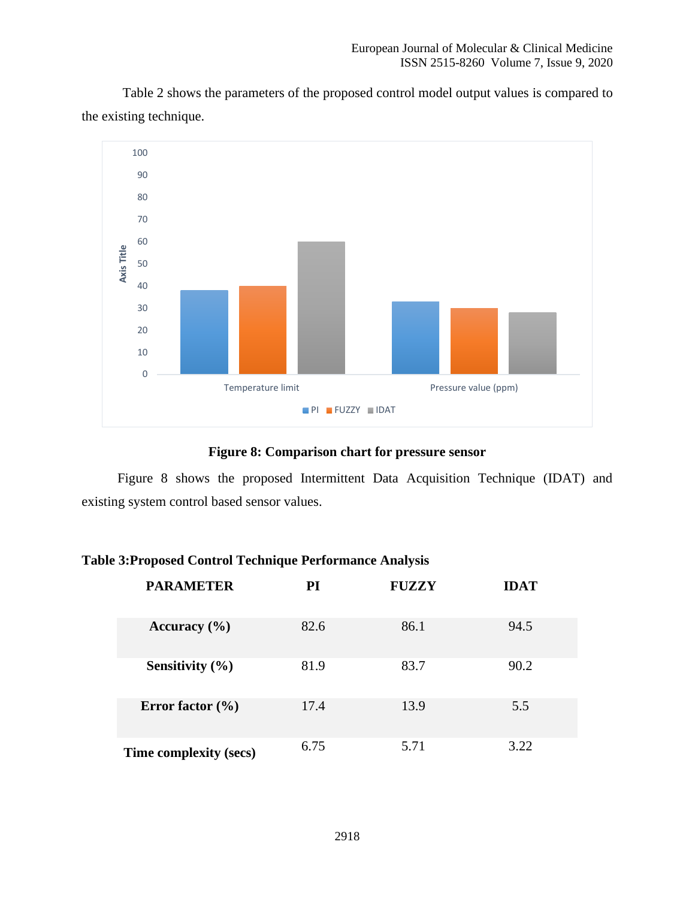Table 2 shows the parameters of the proposed control model output values is compared to the existing technique.

**Figure 8: Comparison chart for pressure sensor**

Figure 8 shows the proposed Intermittent Data Acquisition Technique (IDAT) and existing system control based sensor values.

**Table 3:Proposed Control Technique Performance Analysis**

| PARAMETER | PI | FUZZY | IDAT |
|---|---|---|---|
| **Accuracy (%)** | 82.6 | 86.1 | 94.5 |
| **Sensitivity (%)** | 81.9 | 83.7 | 90.2 |
| **Error factor (%)** | 17.4 | 13.9 | 5.5 |
| **Time complexity (secs)** | 6.75 | 5.71 | 3.22 |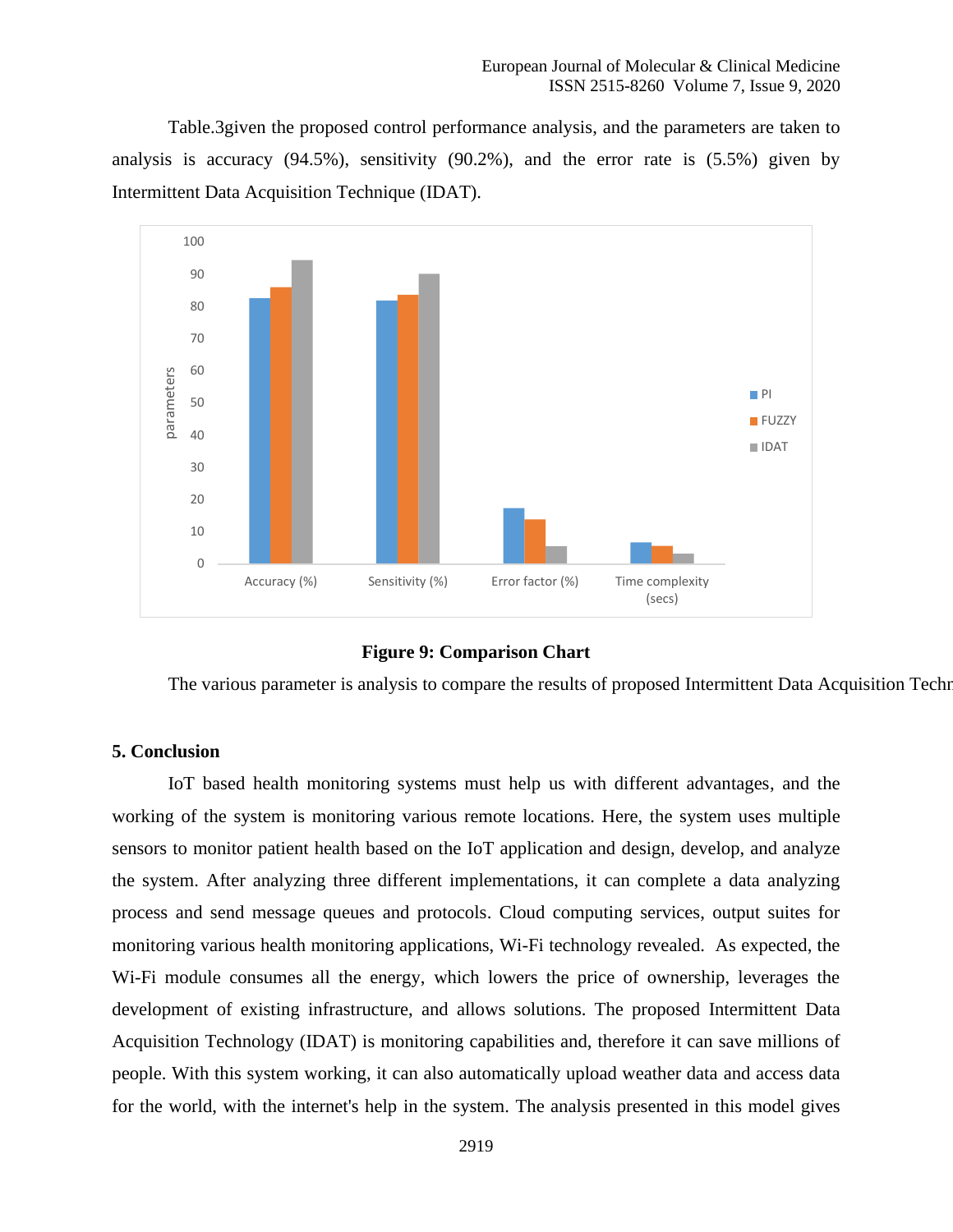Table.3given the proposed control performance analysis, and the parameters are taken to analysis is accuracy (94.5%), sensitivity (90.2%), and the error rate is (5.5%) given by Intermittent Data Acquisition Technique (IDAT).

**Figure 9: Comparison Chart**

The various parameter is analysis to compare the results of proposed Intermittent Data Acquisition Techn

## 5. Conclusion

IoT based health monitoring systems must help us with different advantages, and the working of the system is monitoring various remote locations. Here, the system uses multiple sensors to monitor patient health based on the IoT application and design, develop, and analyze the system. After analyzing three different implementations, it can complete a data analyzing process and send message queues and protocols. Cloud computing services, output suites for monitoring various health monitoring applications, Wi-Fi technology revealed. As expected, the Wi-Fi module consumes all the energy, which lowers the price of ownership, leverages the development of existing infrastructure, and allows solutions. The proposed Intermittent Data Acquisition Technology (IDAT) is monitoring capabilities and, therefore it can save millions of people. With this system working, it can also automatically upload weather data and access data for the world, with the internet's help in the system. The analysis presented in this model gives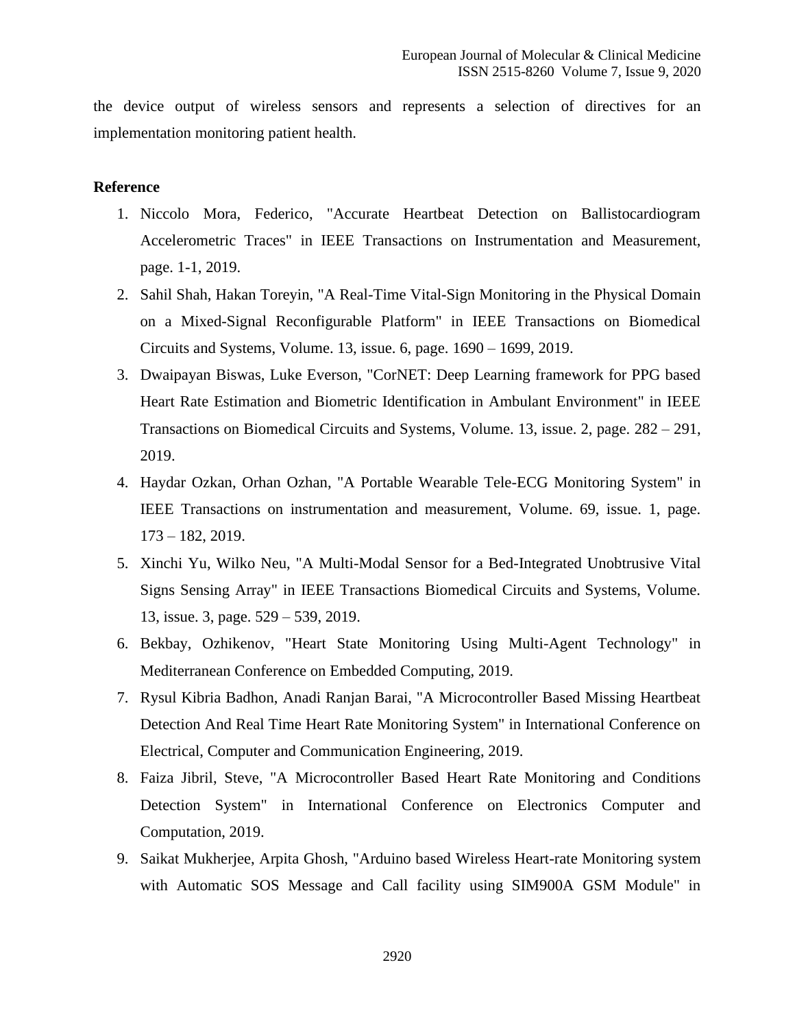the device output of wireless sensors and represents a selection of directives for an implementation monitoring patient health.

**Reference**

1. Niccolo Mora, Federico, "Accurate Heartbeat Detection on Ballistocardiogram Accelerometric Traces" in IEEE Transactions on Instrumentation and Measurement, page. 1-1, 2019.
2. Sahil Shah, Hakan Toreyin, "A Real-Time Vital-Sign Monitoring in the Physical Domain on a Mixed-Signal Reconfigurable Platform" in IEEE Transactions on Biomedical Circuits and Systems, Volume. 13, issue. 6, page. 1690 – 1699, 2019.
3. Dwaipayan Biswas, Luke Everson, "CorNET: Deep Learning framework for PPG based Heart Rate Estimation and Biometric Identification in Ambulant Environment" in IEEE Transactions on Biomedical Circuits and Systems, Volume. 13, issue. 2, page. 282 – 291, 2019.
4. Haydar Ozkan, Orhan Ozhan, "A Portable Wearable Tele-ECG Monitoring System" in IEEE Transactions on instrumentation and measurement, Volume. 69, issue. 1, page. 173 – 182, 2019.
5. Xinchi Yu, Wilko Neu, "A Multi-Modal Sensor for a Bed-Integrated Unobtrusive Vital Signs Sensing Array" in IEEE Transactions Biomedical Circuits and Systems, Volume. 13, issue. 3, page. 529 – 539, 2019.
6. Bekbay, Ozhikenov, "Heart State Monitoring Using Multi-Agent Technology" in Mediterranean Conference on Embedded Computing, 2019.
7. Rysul Kibria Badhon, Anadi Ranjan Barai, "A Microcontroller Based Missing Heartbeat Detection And Real Time Heart Rate Monitoring System" in International Conference on Electrical, Computer and Communication Engineering, 2019.
8. Faiza Jibril, Steve, "A Microcontroller Based Heart Rate Monitoring and Conditions Detection System" in International Conference on Electronics Computer and Computation, 2019.
9. Saikat Mukherjee, Arpita Ghosh, "Arduino based Wireless Heart-rate Monitoring system with Automatic SOS Message and Call facility using SIM900A GSM Module" in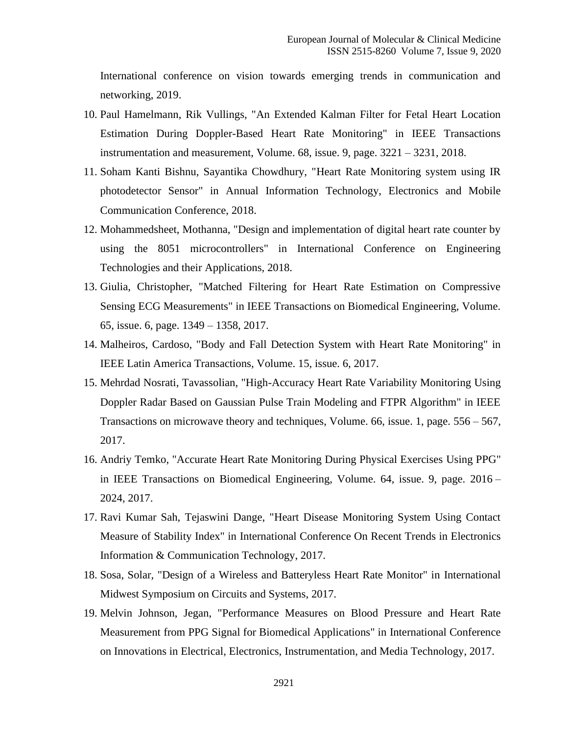International conference on vision towards emerging trends in communication and networking, 2019.

10. Paul Hamelmann, Rik Vullings, "An Extended Kalman Filter for Fetal Heart Location Estimation During Doppler-Based Heart Rate Monitoring" in IEEE Transactions instrumentation and measurement, Volume. 68, issue. 9, page. 3221 – 3231, 2018.
11. Soham Kanti Bishnu, Sayantika Chowdhury, "Heart Rate Monitoring system using IR photodetector Sensor" in Annual Information Technology, Electronics and Mobile Communication Conference, 2018.
12. Mohammedsheet, Mothanna, "Design and implementation of digital heart rate counter by using the 8051 microcontrollers" in International Conference on Engineering Technologies and their Applications, 2018.
13. Giulia, Christopher, "Matched Filtering for Heart Rate Estimation on Compressive Sensing ECG Measurements" in IEEE Transactions on Biomedical Engineering, Volume. 65, issue. 6, page. 1349 – 1358, 2017.
14. Malheiros, Cardoso, "Body and Fall Detection System with Heart Rate Monitoring" in IEEE Latin America Transactions, Volume. 15, issue. 6, 2017.
15. Mehrdad Nosrati, Tavassolian, "High-Accuracy Heart Rate Variability Monitoring Using Doppler Radar Based on Gaussian Pulse Train Modeling and FTPR Algorithm" in IEEE Transactions on microwave theory and techniques, Volume. 66, issue. 1, page. 556 – 567, 2017.
16. Andriy Temko, "Accurate Heart Rate Monitoring During Physical Exercises Using PPG" in IEEE Transactions on Biomedical Engineering, Volume. 64, issue. 9, page. 2016 – 2024, 2017.
17. Ravi Kumar Sah, Tejaswini Dange, "Heart Disease Monitoring System Using Contact Measure of Stability Index" in International Conference On Recent Trends in Electronics Information & Communication Technology, 2017.
18. Sosa, Solar, "Design of a Wireless and Batteryless Heart Rate Monitor" in International Midwest Symposium on Circuits and Systems, 2017.
19. Melvin Johnson, Jegan, "Performance Measures on Blood Pressure and Heart Rate Measurement from PPG Signal for Biomedical Applications" in International Conference on Innovations in Electrical, Electronics, Instrumentation, and Media Technology, 2017.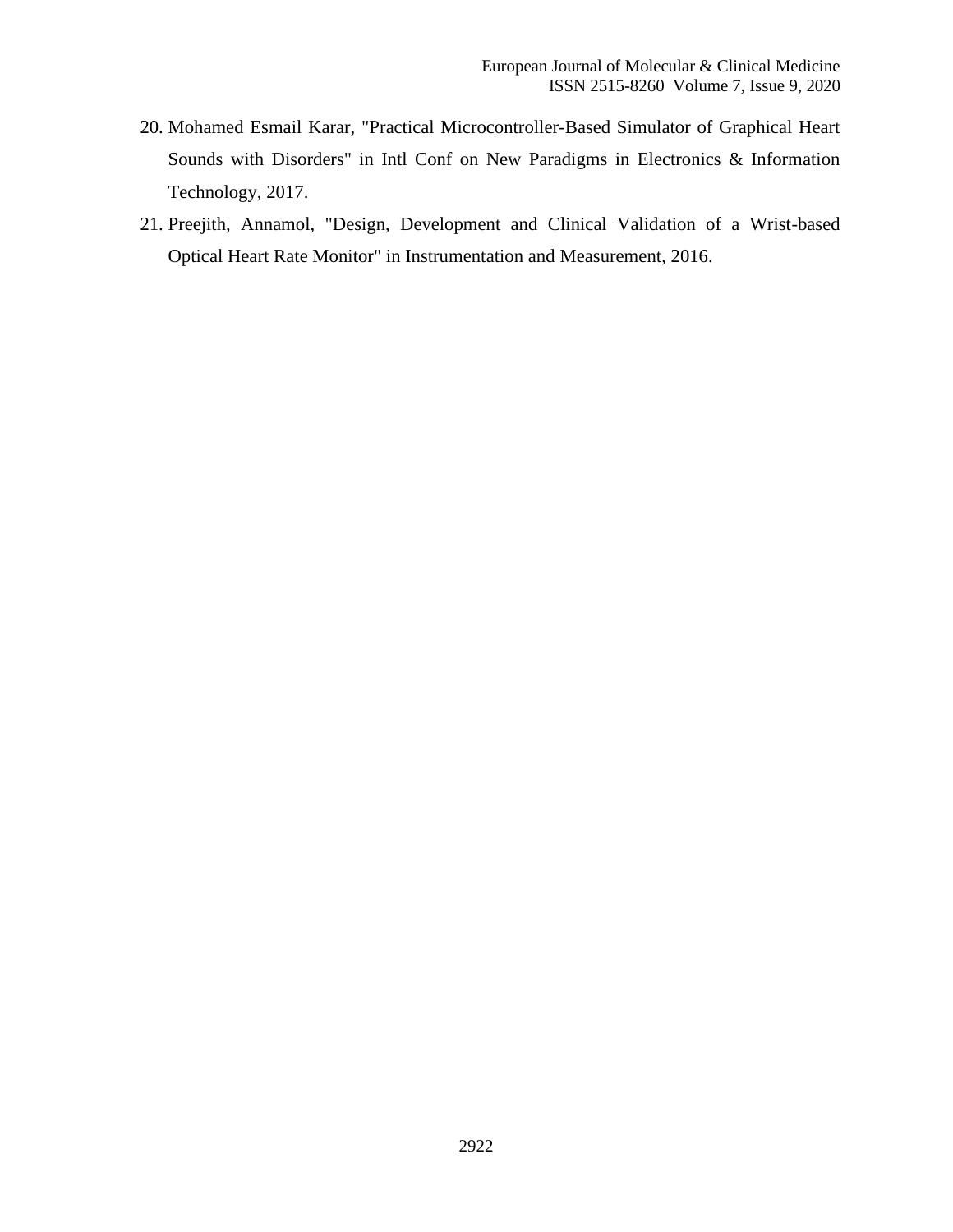20. Mohamed Esmail Karar, "Practical Microcontroller-Based Simulator of Graphical Heart Sounds with Disorders" in Intl Conf on New Paradigms in Electronics & Information Technology, 2017.
21. Preejith, Annamol, "Design, Development and Clinical Validation of a Wrist-based Optical Heart Rate Monitor" in Instrumentation and Measurement, 2016.